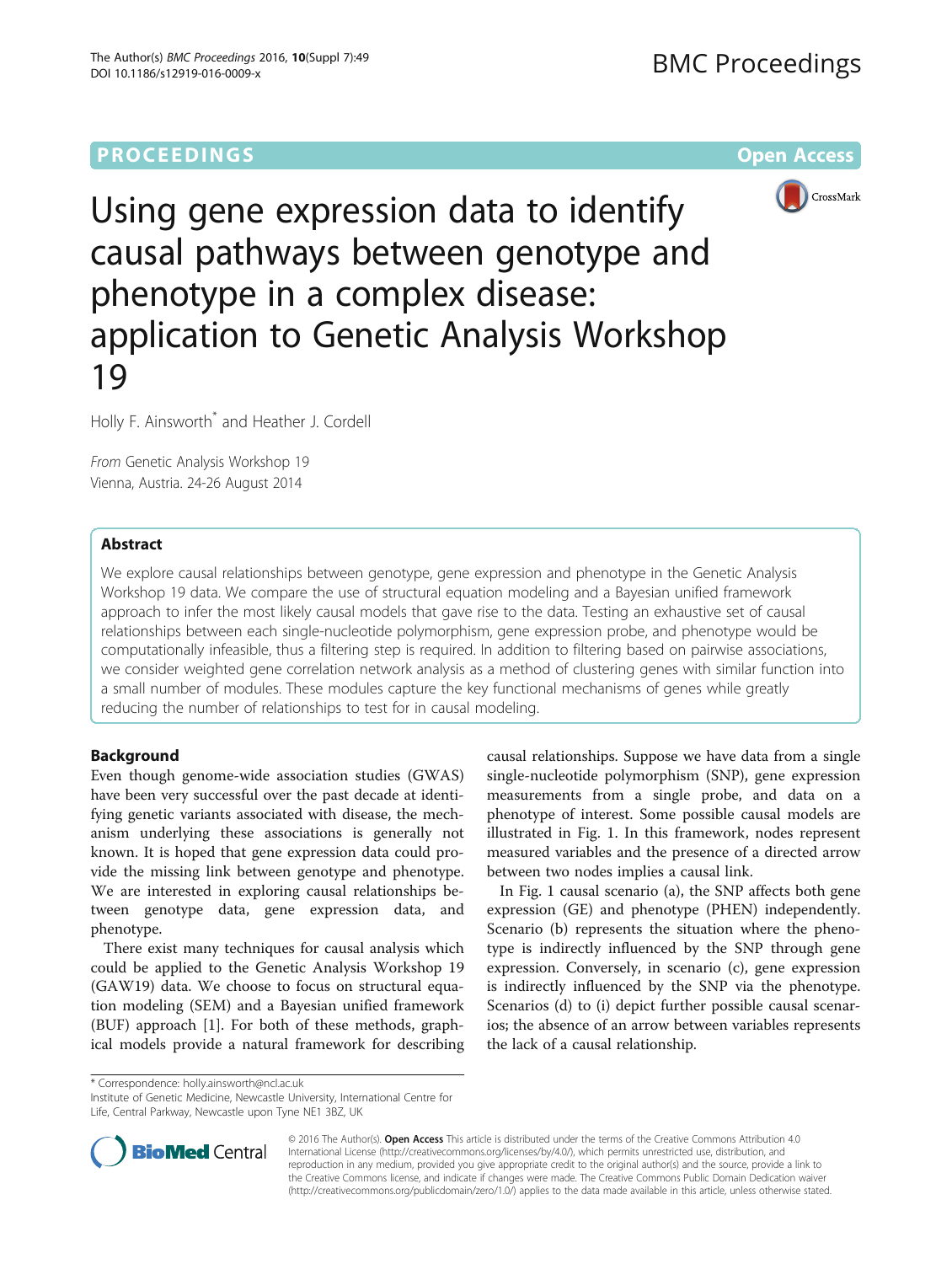PROCEEDINGS **Open Access**

# Using gene expression data to identify causal pathways between genotype and phenotype in a complex disease: application to Genetic Analysis Workshop 19

Holly F. Ainsworth* and Heather J. Cordell

*From* Genetic Analysis Workshop 19
Vienna, Austria. 24-26 August 2014

## Abstract

We explore causal relationships between genotype, gene expression and phenotype in the Genetic Analysis Workshop 19 data. We compare the use of structural equation modeling and a Bayesian unified framework approach to infer the most likely causal models that gave rise to the data. Testing an exhaustive set of causal relationships between each single-nucleotide polymorphism, gene expression probe, and phenotype would be computationally infeasible, thus a filtering step is required. In addition to filtering based on pairwise associations, we consider weighted gene correlation network analysis as a method of clustering genes with similar function into a small number of modules. These modules capture the key functional mechanisms of genes while greatly reducing the number of relationships to test for in causal modeling.

## Background

Even though genome-wide association studies (GWAS) have been very successful over the past decade at identifying genetic variants associated with disease, the mechanism underlying these associations is generally not known. It is hoped that gene expression data could provide the missing link between genotype and phenotype. We are interested in exploring causal relationships between genotype data, gene expression data, and phenotype.

There exist many techniques for causal analysis which could be applied to the Genetic Analysis Workshop 19 (GAW19) data. We choose to focus on structural equation modeling (SEM) and a Bayesian unified framework (BUF) approach [1]. For both of these methods, graphical models provide a natural framework for describing causal relationships. Suppose we have data from a single single-nucleotide polymorphism (SNP), gene expression measurements from a single probe, and data on a phenotype of interest. Some possible causal models are illustrated in Fig. 1. In this framework, nodes represent measured variables and the presence of a directed arrow between two nodes implies a causal link.

In Fig. 1 causal scenario (a), the SNP affects both gene expression (GE) and phenotype (PHEN) independently. Scenario (b) represents the situation where the phenotype is indirectly influenced by the SNP through gene expression. Conversely, in scenario (c), gene expression is indirectly influenced by the SNP via the phenotype. Scenarios (d) to (i) depict further possible causal scenarios; the absence of an arrow between variables represents the lack of a causal relationship.

\* Correspondence: holly.ainsworth@ncl.ac.uk
Institute of Genetic Medicine, Newcastle University, International Centre for Life, Central Parkway, Newcastle upon Tyne NE1 3BZ, UK

© 2016 The Author(s). **Open Access** This article is distributed under the terms of the Creative Commons Attribution 4.0 International License (http://creativecommons.org/licenses/by/4.0/), which permits unrestricted use, distribution, and reproduction in any medium, provided you give appropriate credit to the original author(s) and the source, provide a link to the Creative Commons license, and indicate if changes were made. The Creative Commons Public Domain Dedication waiver (http://creativecommons.org/publicdomain/zero/1.0/) applies to the data made available in this article, unless otherwise stated.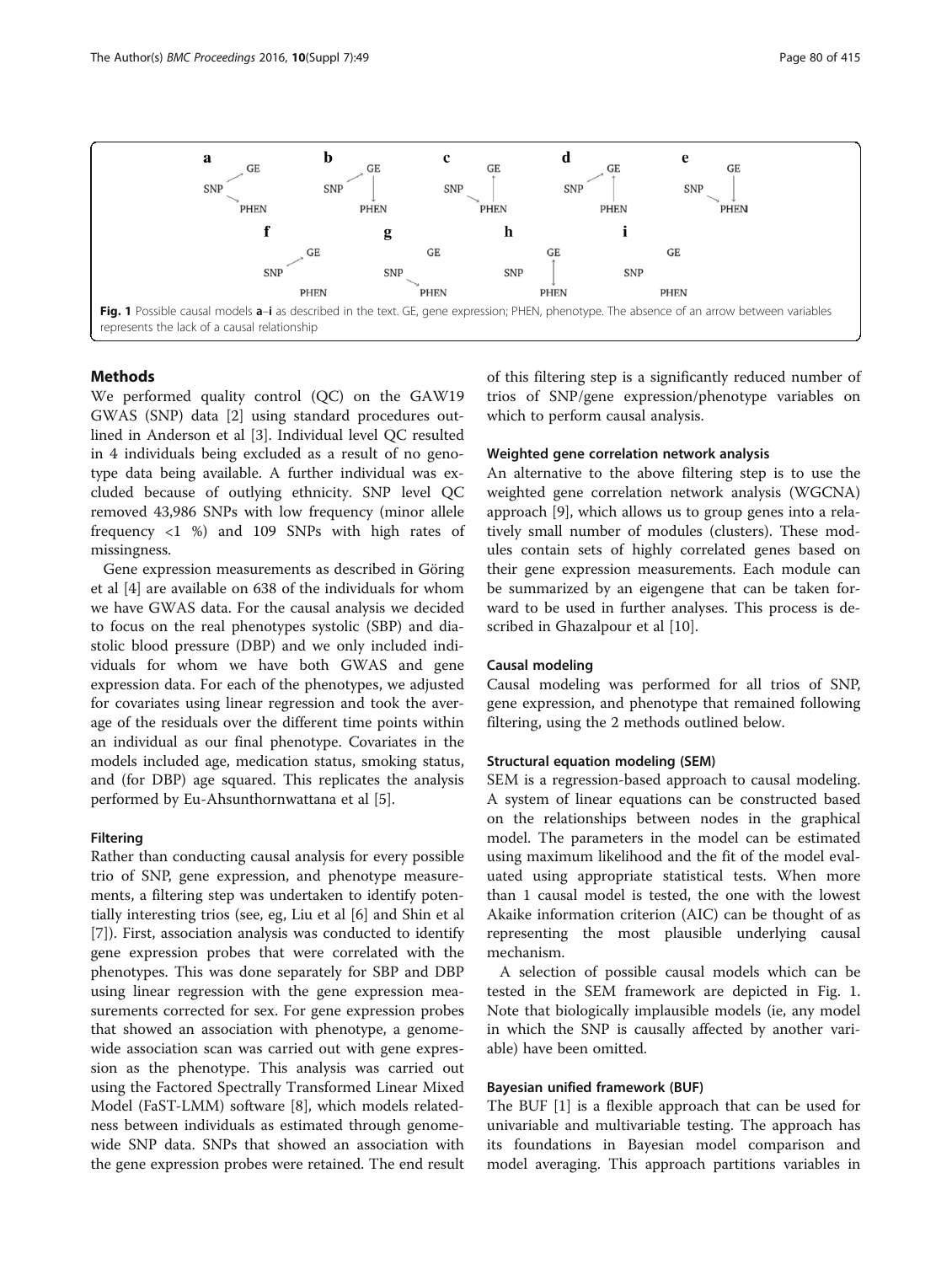Fig. 1 Possible causal models **a**–**i** as described in the text. GE, gene expression; PHEN, phenotype. The absence of an arrow between variables represents the lack of a causal relationship

## Methods

We performed quality control (QC) on the GAW19 GWAS (SNP) data [2] using standard procedures outlined in Anderson et al [3]. Individual level QC resulted in 4 individuals being excluded as a result of no genotype data being available. A further individual was excluded because of outlying ethnicity. SNP level QC removed 43,986 SNPs with low frequency (minor allele frequency <1 %) and 109 SNPs with high rates of missingness.

Gene expression measurements as described in Göring et al [4] are available on 638 of the individuals for whom we have GWAS data. For the causal analysis we decided to focus on the real phenotypes systolic (SBP) and diastolic blood pressure (DBP) and we only included individuals for whom we have both GWAS and gene expression data. For each of the phenotypes, we adjusted for covariates using linear regression and took the average of the residuals over the different time points within an individual as our final phenotype. Covariates in the models included age, medication status, smoking status, and (for DBP) age squared. This replicates the analysis performed by Eu-Ahsunthornwattana et al [5].

### Filtering

Rather than conducting causal analysis for every possible trio of SNP, gene expression, and phenotype measurements, a filtering step was undertaken to identify potentially interesting trios (see, eg, Liu et al [6] and Shin et al [7]). First, association analysis was conducted to identify gene expression probes that were correlated with the phenotypes. This was done separately for SBP and DBP using linear regression with the gene expression measurements corrected for sex. For gene expression probes that showed an association with phenotype, a genome-wide association scan was carried out with gene expression as the phenotype. This analysis was carried out using the Factored Spectrally Transformed Linear Mixed Model (FaST-LMM) software [8], which models relatedness between individuals as estimated through genome-wide SNP data. SNPs that showed an association with the gene expression probes were retained. The end result of this filtering step is a significantly reduced number of trios of SNP/gene expression/phenotype variables on which to perform causal analysis.

### Weighted gene correlation network analysis

An alternative to the above filtering step is to use the weighted gene correlation network analysis (WGCNA) approach [9], which allows us to group genes into a relatively small number of modules (clusters). These modules contain sets of highly correlated genes based on their gene expression measurements. Each module can be summarized by an eigengene that can be taken forward to be used in further analyses. This process is described in Ghazalpour et al [10].

### Causal modeling

Causal modeling was performed for all trios of SNP, gene expression, and phenotype that remained following filtering, using the 2 methods outlined below.

### Structural equation modeling (SEM)

SEM is a regression-based approach to causal modeling. A system of linear equations can be constructed based on the relationships between nodes in the graphical model. The parameters in the model can be estimated using maximum likelihood and the fit of the model evaluated using appropriate statistical tests. When more than 1 causal model is tested, the one with the lowest Akaike information criterion (AIC) can be thought of as representing the most plausible underlying causal mechanism.

A selection of possible causal models which can be tested in the SEM framework are depicted in Fig. 1. Note that biologically implausible models (ie, any model in which the SNP is causally affected by another variable) have been omitted.

### Bayesian unified framework (BUF)

The BUF [1] is a flexible approach that can be used for univariable and multivariable testing. The approach has its foundations in Bayesian model comparison and model averaging. This approach partitions variables in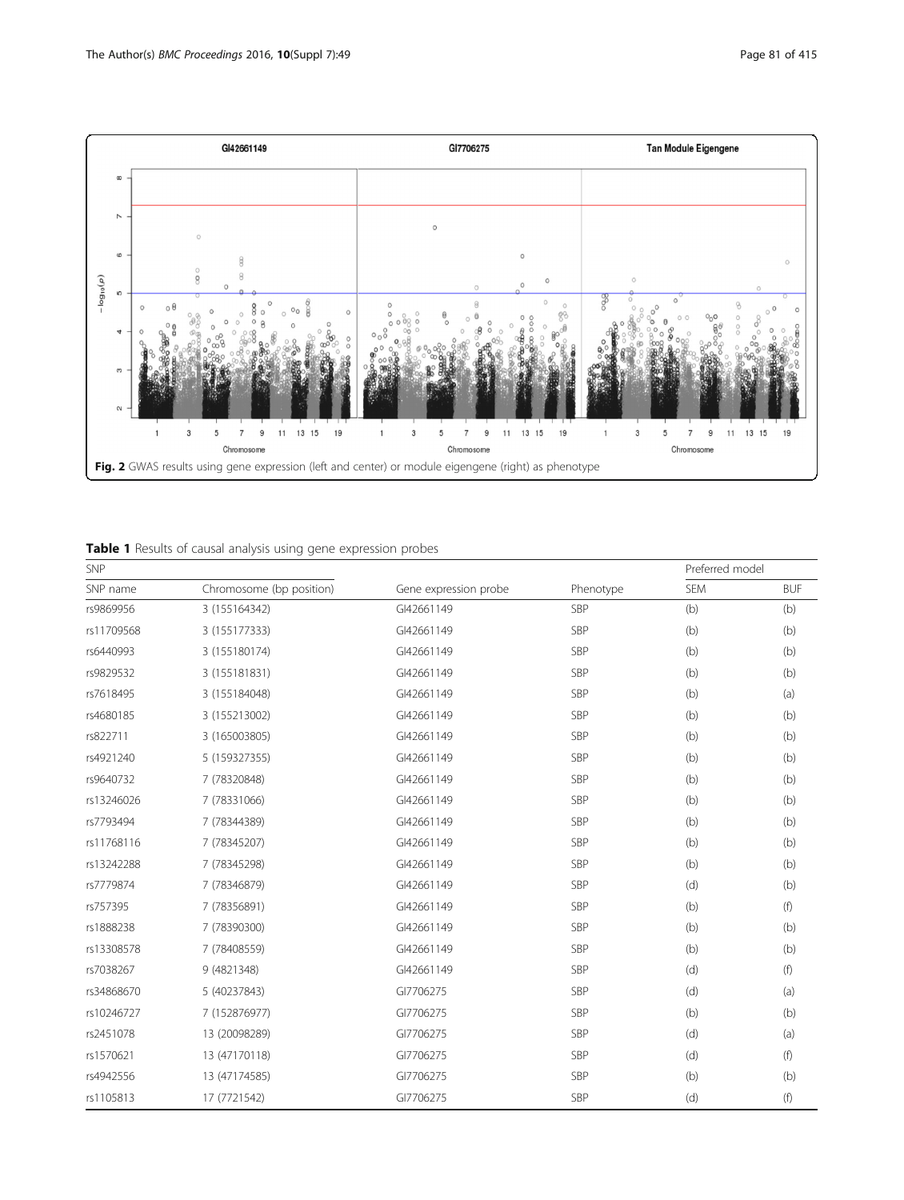Fig. 2 GWAS results using gene expression (left and center) or module eigengene (right) as phenotype

**Table 1** Results of causal analysis using gene expression probes

| SNP | | | | Preferred model | |
|---|---|---|---|---|---|
| SNP name | Chromosome (bp position) | Gene expression probe | Phenotype | SEM | BUF |
| rs9869956 | 3 (155164342) | GI42661149 | SBP | (b) | (b) |
| rs11709568 | 3 (155177333) | GI42661149 | SBP | (b) | (b) |
| rs6440993 | 3 (155180174) | GI42661149 | SBP | (b) | (b) |
| rs9829532 | 3 (155181831) | GI42661149 | SBP | (b) | (b) |
| rs7618495 | 3 (155184048) | GI42661149 | SBP | (b) | (a) |
| rs4680185 | 3 (155213002) | GI42661149 | SBP | (b) | (b) |
| rs822711 | 3 (165003805) | GI42661149 | SBP | (b) | (b) |
| rs4921240 | 5 (159327355) | GI42661149 | SBP | (b) | (b) |
| rs9640732 | 7 (78320848) | GI42661149 | SBP | (b) | (b) |
| rs13246026 | 7 (78331066) | GI42661149 | SBP | (b) | (b) |
| rs7793494 | 7 (78344389) | GI42661149 | SBP | (b) | (b) |
| rs11768116 | 7 (78345207) | GI42661149 | SBP | (b) | (b) |
| rs13242288 | 7 (78345298) | GI42661149 | SBP | (b) | (b) |
| rs7779874 | 7 (78346879) | GI42661149 | SBP | (d) | (b) |
| rs757395 | 7 (78356891) | GI42661149 | SBP | (b) | (f) |
| rs1888238 | 7 (78390300) | GI42661149 | SBP | (b) | (b) |
| rs13308578 | 7 (78408559) | GI42661149 | SBP | (b) | (b) |
| rs7038267 | 9 (4821348) | GI42661149 | SBP | (d) | (f) |
| rs34868670 | 5 (40237843) | GI7706275 | SBP | (d) | (a) |
| rs10246727 | 7 (152876977) | GI7706275 | SBP | (b) | (b) |
| rs2451078 | 13 (20098289) | GI7706275 | SBP | (d) | (a) |
| rs1570621 | 13 (47170118) | GI7706275 | SBP | (d) | (f) |
| rs4942556 | 13 (47174585) | GI7706275 | SBP | (b) | (b) |
| rs1105813 | 17 (7721542) | GI7706275 | SBP | (d) | (f) |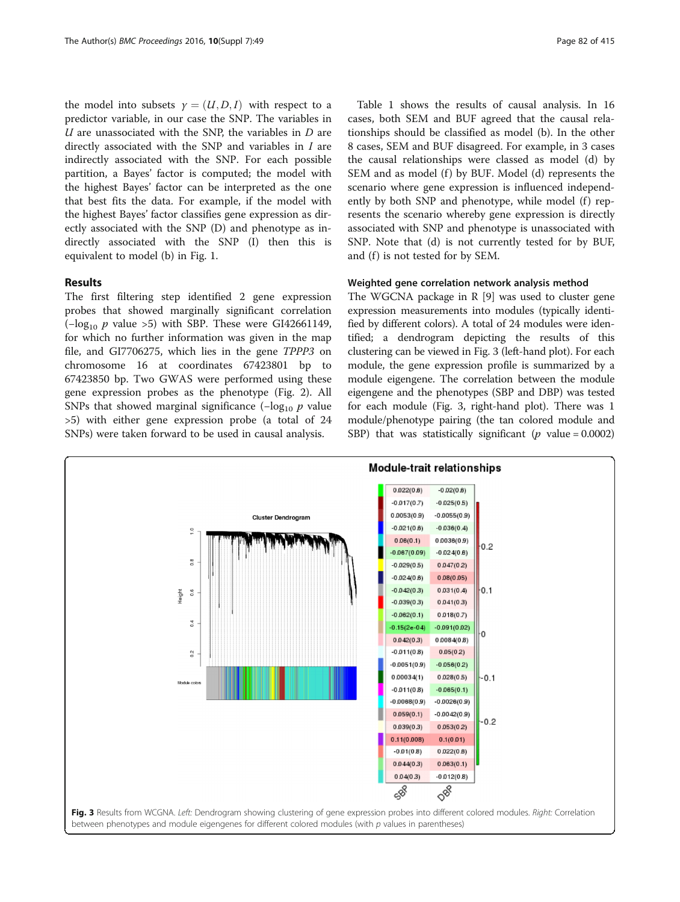the model into subsets $\gamma = (U, D, I)$ with respect to a predictor variable, in our case the SNP. The variables in $U$ are unassociated with the SNP, the variables in $D$ are directly associated with the SNP and variables in $I$ are indirectly associated with the SNP. For each possible partition, a Bayes' factor is computed; the model with the highest Bayes' factor can be interpreted as the one that best fits the data. For example, if the model with the highest Bayes' factor classifies gene expression as directly associated with the SNP (D) and phenotype as indirectly associated with the SNP (I) then this is equivalent to model (b) in Fig. 1.

## Results

The first filtering step identified 2 gene expression probes that showed marginally significant correlation ($-\log_{10}$ $p$ value >5) with SBP. These were GI42661149, for which no further information was given in the map file, and GI7706275, which lies in the gene *TPPP3* on chromosome 16 at coordinates 67423801 bp to 67423850 bp. Two GWAS were performed using these gene expression probes as the phenotype (Fig. 2). All SNPs that showed marginal significance ($-\log_{10}$ $p$ value >5) with either gene expression probe (a total of 24 SNPs) were taken forward to be used in causal analysis.

Table 1 shows the results of causal analysis. In 16 cases, both SEM and BUF agreed that the causal relationships should be classified as model (b). In the other 8 cases, SEM and BUF disagreed. For example, in 3 cases the causal relationships were classed as model (d) by SEM and as model (f) by BUF. Model (d) represents the scenario where gene expression is influenced independently by both SNP and phenotype, while model (f) represents the scenario whereby gene expression is directly associated with SNP and phenotype is unassociated with SNP. Note that (d) is not currently tested for by BUF, and (f) is not tested for by SEM.

### Weighted gene correlation network analysis method

The WGCNA package in R [9] was used to cluster gene expression measurements into modules (typically identified by different colors). A total of 24 modules were identified; a dendrogram depicting the results of this clustering can be viewed in Fig. 3 (left-hand plot). For each module, the gene expression profile is summarized by a module eigengene. The correlation between the module eigengene and the phenotypes (SBP and DBP) was tested for each module (Fig. 3, right-hand plot). There was 1 module/phenotype pairing (the tan colored module and SBP) that was statistically significant ($p$ value = 0.0002)

**Fig. 3** Results from WGCNA. *Left:* Dendrogram showing clustering of gene expression probes into different colored modules. *Right:* Correlation between phenotypes and module eigengenes for different colored modules (with $p$ values in parentheses)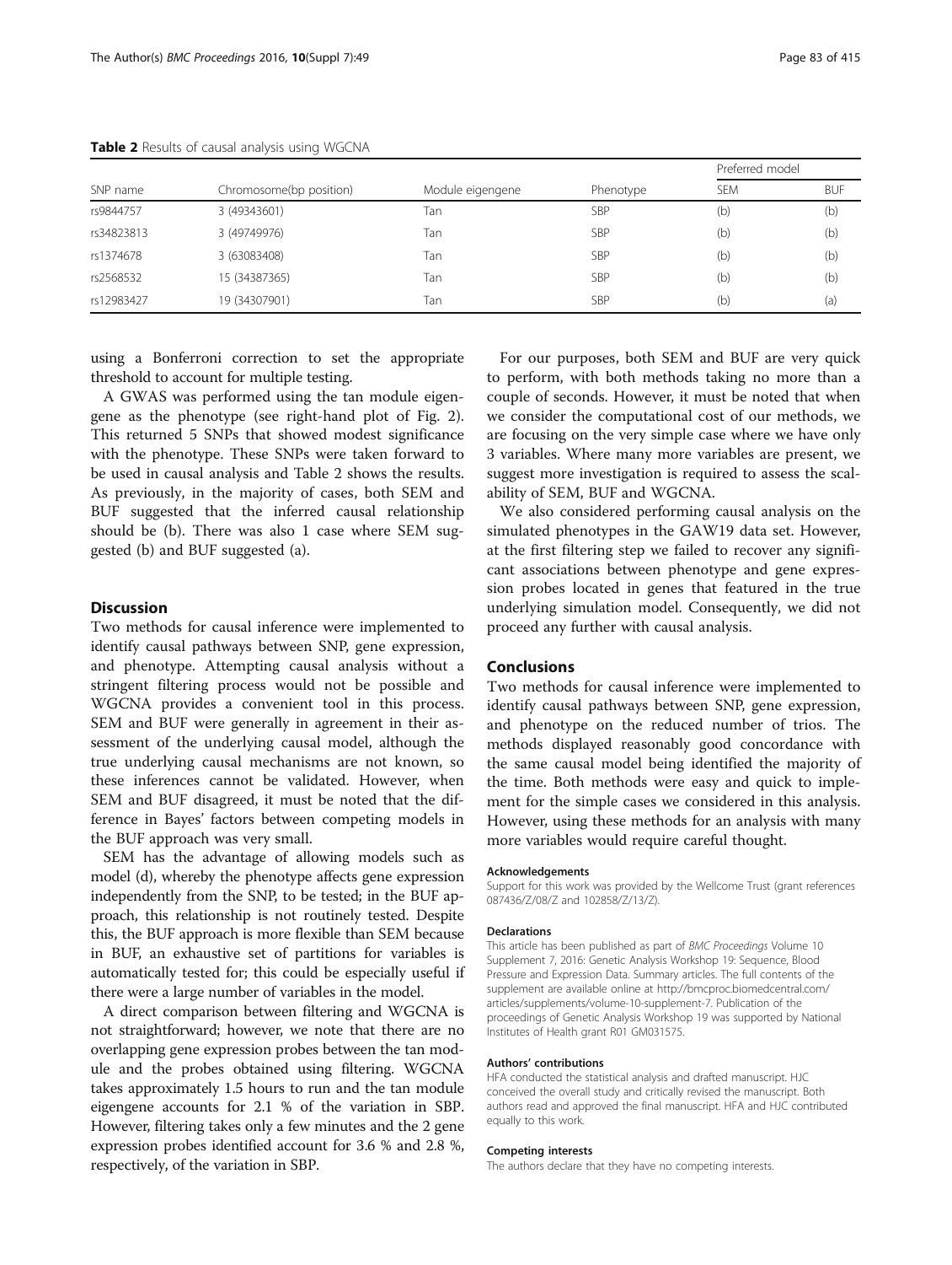**Table 2** Results of causal analysis using WGCNA

| SNP name | Chromosome(bp position) | Module eigengene | Phenotype | Preferred model | |
|---|---|---|---|---|---|
| | | | | SEM | BUF |
| rs9844757 | 3 (49343601) | Tan | SBP | (b) | (b) |
| rs34823813 | 3 (49749976) | Tan | SBP | (b) | (b) |
| rs1374678 | 3 (63083408) | Tan | SBP | (b) | (b) |
| rs2568532 | 15 (34387365) | Tan | SBP | (b) | (b) |
| rs12983427 | 19 (34307901) | Tan | SBP | (b) | (a) |

using a Bonferroni correction to set the appropriate threshold to account for multiple testing.

A GWAS was performed using the tan module eigengene as the phenotype (see right-hand plot of Fig. 2). This returned 5 SNPs that showed modest significance with the phenotype. These SNPs were taken forward to be used in causal analysis and Table 2 shows the results. As previously, in the majority of cases, both SEM and BUF suggested that the inferred causal relationship should be (b). There was also 1 case where SEM suggested (b) and BUF suggested (a).

## Discussion

Two methods for causal inference were implemented to identify causal pathways between SNP, gene expression, and phenotype. Attempting causal analysis without a stringent filtering process would not be possible and WGCNA provides a convenient tool in this process. SEM and BUF were generally in agreement in their assessment of the underlying causal model, although the true underlying causal mechanisms are not known, so these inferences cannot be validated. However, when SEM and BUF disagreed, it must be noted that the difference in Bayes' factors between competing models in the BUF approach was very small.

SEM has the advantage of allowing models such as model (d), whereby the phenotype affects gene expression independently from the SNP, to be tested; in the BUF approach, this relationship is not routinely tested. Despite this, the BUF approach is more flexible than SEM because in BUF, an exhaustive set of partitions for variables is automatically tested for; this could be especially useful if there were a large number of variables in the model.

A direct comparison between filtering and WGCNA is not straightforward; however, we note that there are no overlapping gene expression probes between the tan module and the probes obtained using filtering. WGCNA takes approximately 1.5 hours to run and the tan module eigengene accounts for 2.1 % of the variation in SBP. However, filtering takes only a few minutes and the 2 gene expression probes identified account for 3.6 % and 2.8 %, respectively, of the variation in SBP.

For our purposes, both SEM and BUF are very quick to perform, with both methods taking no more than a couple of seconds. However, it must be noted that when we consider the computational cost of our methods, we are focusing on the very simple case where we have only 3 variables. Where many more variables are present, we suggest more investigation is required to assess the scalability of SEM, BUF and WGCNA.

We also considered performing causal analysis on the simulated phenotypes in the GAW19 data set. However, at the first filtering step we failed to recover any significant associations between phenotype and gene expression probes located in genes that featured in the true underlying simulation model. Consequently, we did not proceed any further with causal analysis.

## Conclusions

Two methods for causal inference were implemented to identify causal pathways between SNP, gene expression, and phenotype on the reduced number of trios. The methods displayed reasonably good concordance with the same causal model being identified the majority of the time. Both methods were easy and quick to implement for the simple cases we considered in this analysis. However, using these methods for an analysis with many more variables would require careful thought.

#### Acknowledgements

Support for this work was provided by the Wellcome Trust (grant references 087436/Z/08/Z and 102858/Z/13/Z).

#### Declarations

This article has been published as part of *BMC Proceedings* Volume 10 Supplement 7, 2016: Genetic Analysis Workshop 19: Sequence, Blood Pressure and Expression Data. Summary articles. The full contents of the supplement are available online at http://bmcproc.biomedcentral.com/articles/supplements/volume-10-supplement-7. Publication of the proceedings of Genetic Analysis Workshop 19 was supported by National Institutes of Health grant R01 GM031575.

#### Authors' contributions

HFA conducted the statistical analysis and drafted manuscript. HJC conceived the overall study and critically revised the manuscript. Both authors read and approved the final manuscript. HFA and HJC contributed equally to this work.

#### Competing interests

The authors declare that they have no competing interests.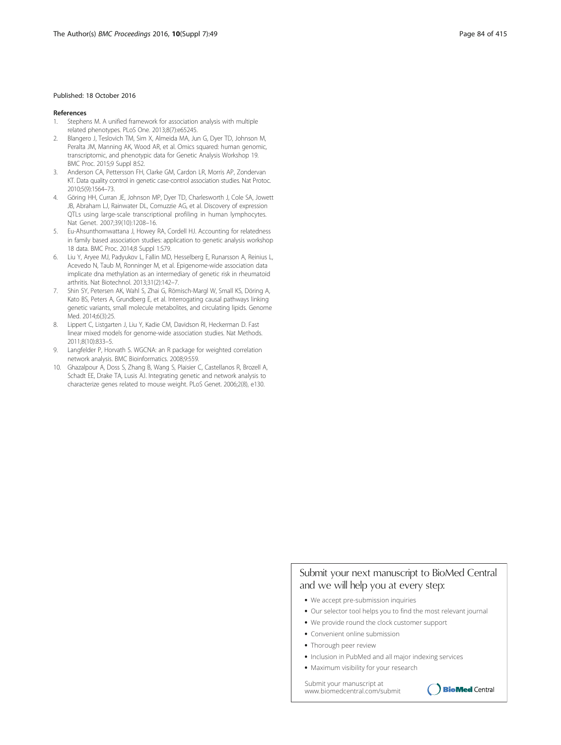Published: 18 October 2016

## References

1. Stephens M. A unified framework for association analysis with multiple related phenotypes. PLoS One. 2013;8(7):e65245.
2. Blangero J, Teslovich TM, Sim X, Almeida MA, Jun G, Dyer TD, Johnson M, Peralta JM, Manning AK, Wood AR, et al. Omics squared: human genomic, transcriptomic, and phenotypic data for Genetic Analysis Workshop 19. BMC Proc. 2015;9 Suppl 8:S2.
3. Anderson CA, Pettersson FH, Clarke GM, Cardon LR, Morris AP, Zondervan KT. Data quality control in genetic case-control association studies. Nat Protoc. 2010;5(9):1564–73.
4. Göring HH, Curran JE, Johnson MP, Dyer TD, Charlesworth J, Cole SA, Jowett JB, Abraham LJ, Rainwater DL, Comuzzie AG, et al. Discovery of expression QTLs using large-scale transcriptional profiling in human lymphocytes. Nat Genet. 2007;39(10):1208–16.
5. Eu-Ahsunthornwattana J, Howey RA, Cordell HJ. Accounting for relatedness in family based association studies: application to genetic analysis workshop 18 data. BMC Proc. 2014;8 Suppl 1:S79.
6. Liu Y, Aryee MJ, Padyukov L, Fallin MD, Hesselberg E, Runarsson A, Reinius L, Acevedo N, Taub M, Ronninger M, et al. Epigenome-wide association data implicate dna methylation as an intermediary of genetic risk in rheumatoid arthritis. Nat Biotechnol. 2013;31(2):142–7.
7. Shin SY, Petersen AK, Wahl S, Zhai G, Römisch-Margl W, Small KS, Döring A, Kato BS, Peters A, Grundberg E, et al. Interrogating causal pathways linking genetic variants, small molecule metabolites, and circulating lipids. Genome Med. 2014;6(3):25.
8. Lippert C, Listgarten J, Liu Y, Kadie CM, Davidson RI, Heckerman D. Fast linear mixed models for genome-wide association studies. Nat Methods. 2011;8(10):833–5.
9. Langfelder P, Horvath S. WGCNA: an R package for weighted correlation network analysis. BMC Bioinformatics. 2008;9:559.
10. Ghazalpour A, Doss S, Zhang B, Wang S, Plaisier C, Castellanos R, Brozell A, Schadt EE, Drake TA, Lusis AJ. Integrating genetic and network analysis to characterize genes related to mouse weight. PLoS Genet. 2006;2(8), e130.

Submit your next manuscript to BioMed Central and we will help you at every step:

- We accept pre-submission inquiries
- Our selector tool helps you to find the most relevant journal
- We provide round the clock customer support
- Convenient online submission
- Thorough peer review
- Inclusion in PubMed and all major indexing services
- Maximum visibility for your research

Submit your manuscript at www.biomedcentral.com/submit

BioMed Central